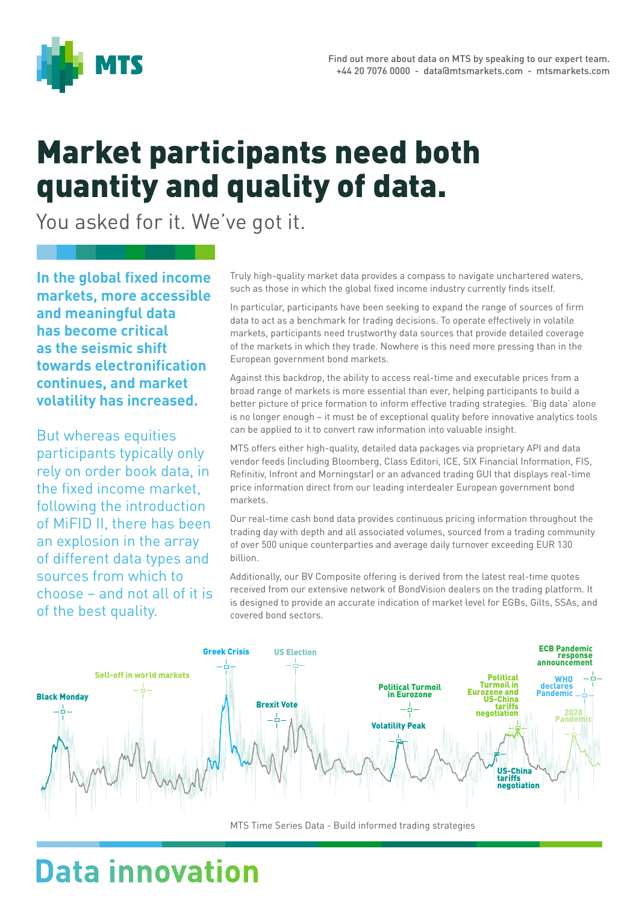Find out more about data on MTS by speaking to our expert team.
+44 20 7076 0000 - data@mtsmarkets.com - mtsmarkets.com

# Market participants need both quantity and quality of data.

You asked for it. We've got it.

**In the global fixed income markets, more accessible and meaningful data has become critical as the seismic shift towards electronification continues, and market volatility has increased.**

But whereas equities participants typically only rely on order book data, in the fixed income market, following the introduction of MiFID II, there has been an explosion in the array of different data types and sources from which to choose – and not all of it is of the best quality.

Truly high-quality market data provides a compass to navigate unchartered waters, such as those in which the global fixed income industry currently finds itself.

In particular, participants have been seeking to expand the range of sources of firm data to act as a benchmark for trading decisions. To operate effectively in volatile markets, participants need trustworthy data sources that provide detailed coverage of the markets in which they trade. Nowhere is this need more pressing than in the European government bond markets.

Against this backdrop, the ability to access real-time and executable prices from a broad range of markets is more essential than ever, helping participants to build a better picture of price formation to inform effective trading strategies. 'Big data' alone is no longer enough – it must be of exceptional quality before innovative analytics tools can be applied to it to convert raw information into valuable insight.

MTS offers either high-quality, detailed data packages via proprietary API and data vendor feeds (including Bloomberg, Class Editori, ICE, SIX Financial Information, FIS, Refinitiv, Infront and Morningstar) or an advanced trading GUI that displays real-time price information direct from our leading interdealer European government bond markets.

Our real-time cash bond data provides continuous pricing information throughout the trading day with depth and all associated volumes, sourced from a trading community of over 500 unique counterparties and average daily turnover exceeding EUR 130 billion.

Additionally, our BV Composite offering is derived from the latest real-time quotes received from our extensive network of BondVision dealers on the trading platform. It is designed to provide an accurate indication of market level for EGBs, Gilts, SSAs, and covered bond sectors.

MTS Time Series Data - Build informed trading strategies

# Data innovation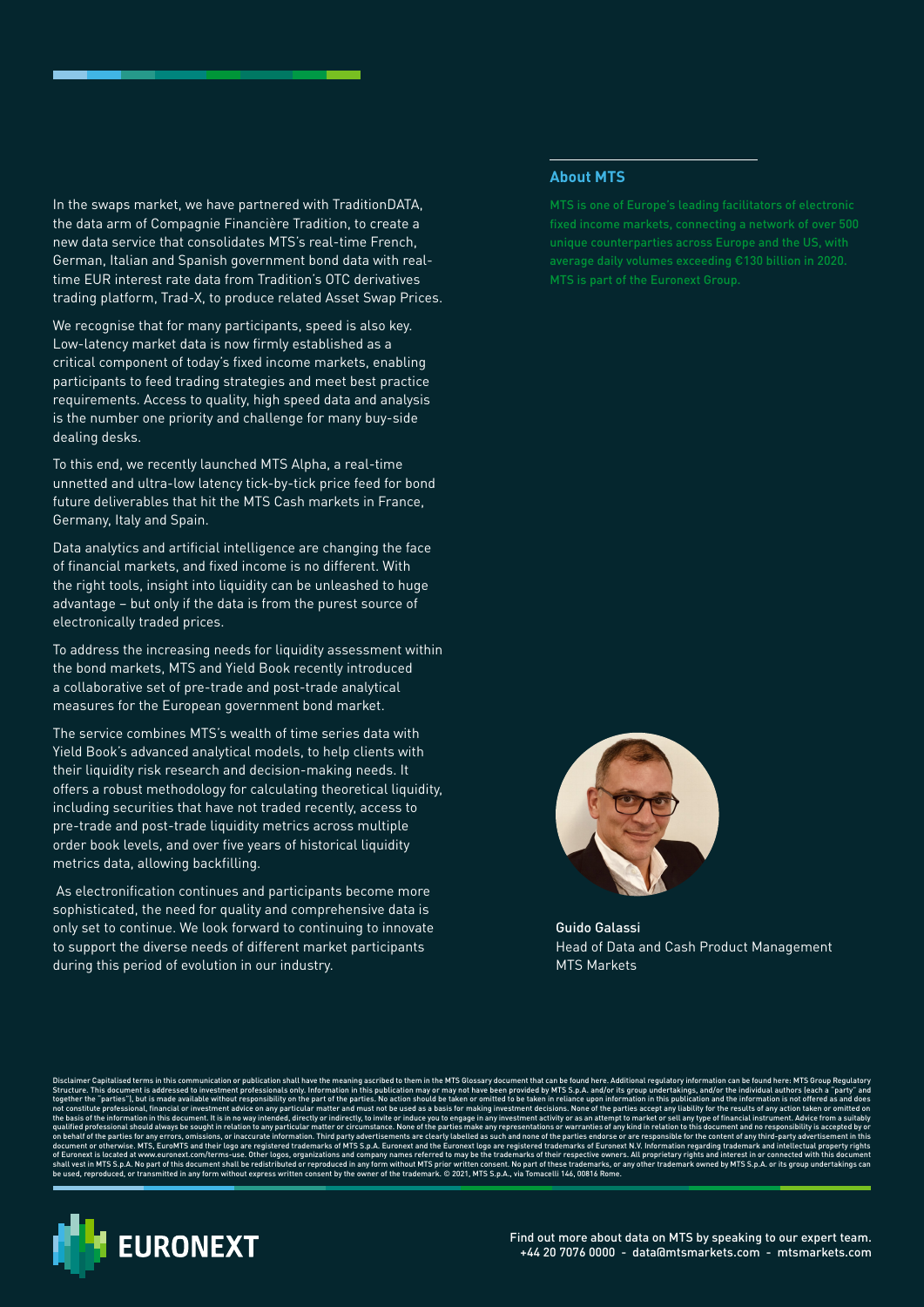In the swaps market, we have partnered with TraditionDATA, the data arm of Compagnie Financière Tradition, to create a new data service that consolidates MTS's real-time French, German, Italian and Spanish government bond data with real-time EUR interest rate data from Tradition's OTC derivatives trading platform, Trad-X, to produce related Asset Swap Prices.

We recognise that for many participants, speed is also key. Low-latency market data is now firmly established as a critical component of today's fixed income markets, enabling participants to feed trading strategies and meet best practice requirements. Access to quality, high speed data and analysis is the number one priority and challenge for many buy-side dealing desks.

To this end, we recently launched MTS Alpha, a real-time unnetted and ultra-low latency tick-by-tick price feed for bond future deliverables that hit the MTS Cash markets in France, Germany, Italy and Spain.

Data analytics and artificial intelligence are changing the face of financial markets, and fixed income is no different. With the right tools, insight into liquidity can be unleashed to huge advantage – but only if the data is from the purest source of electronically traded prices.

To address the increasing needs for liquidity assessment within the bond markets, MTS and Yield Book recently introduced a collaborative set of pre-trade and post-trade analytical measures for the European government bond market.

The service combines MTS's wealth of time series data with Yield Book's advanced analytical models, to help clients with their liquidity risk research and decision-making needs. It offers a robust methodology for calculating theoretical liquidity, including securities that have not traded recently, access to pre-trade and post-trade liquidity metrics across multiple order book levels, and over five years of historical liquidity metrics data, allowing backfilling.

As electronification continues and participants become more sophisticated, the need for quality and comprehensive data is only set to continue. We look forward to continuing to innovate to support the diverse needs of different market participants during this period of evolution in our industry.

### About MTS

MTS is one of Europe's leading facilitators of electronic fixed income markets, connecting a network of over 500 unique counterparties across Europe and the US, with average daily volumes exceeding €130 billion in 2020. MTS is part of the Euronext Group.

Guido Galassi
Head of Data and Cash Product Management
MTS Markets

Disclaimer Capitalised terms in this communication or publication shall have the meaning ascribed to them in the MTS Glossary document that can be found here. Additional regulatory information can be found here: MTS Group Regulatory Structure. This document is addressed to investment professionals only. Information in this publication may or may not have been provided by MTS S.p.A. and/or its group undertakings, and/or the individual authors (each a "party" and together the "parties"), but is made available without responsibility on the part of the parties. No action should be taken or omitted to be taken in reliance upon information in this publication and the information is not offered as and does not constitute professional, financial or investment advice on any particular matter and must not be used as a basis for making investment decisions. None of the parties accept any liability for the results of any action taken or omitted on the basis of the information in this document. It is in no way intended, directly or indirectly, to invite or induce you to engage in any investment activity or as an attempt to market or sell any type of financial instrument. Advice from a suitably qualified professional should always be sought in relation to any particular matter or circumstance. None of the parties make any representations or warranties of any kind in relation to this document and no responsibility is accepted by or on behalf of the parties for any errors, omissions, or inaccurate information. Third party advertisements are clearly labelled as such and none of the parties endorse or are responsible for the content of any third-party advertisement in this document or otherwise. MTS, EuroMTS and their logo are registered trademarks of MTS S.p.A. Euronext and the Euronext logo are registered trademarks of Euronext N.V. Information regarding trademark and intellectual property rights of Euronext is located at www.euronext.com/terms-use. Other logos, organizations and company names referred to may be the trademarks of their respective owners. All proprietary rights and interest in or connected with this document shall vest in MTS S.p.A. No part of this document shall be redistributed or reproduced in any form without MTS prior written consent. No part of these trademarks, or any other trademark owned by MTS S.p.A. or its group undertakings can be used, reproduced, or transmitted in any form without express written consent by the owner of the trademark. © 2021, MTS S.p.A., via Tomacelli 146, 00816 Rome.

EURONEXT

Find out more about data on MTS by speaking to our expert team.
+44 20 7076 0000 - data@mtsmarkets.com - mtsmarkets.com